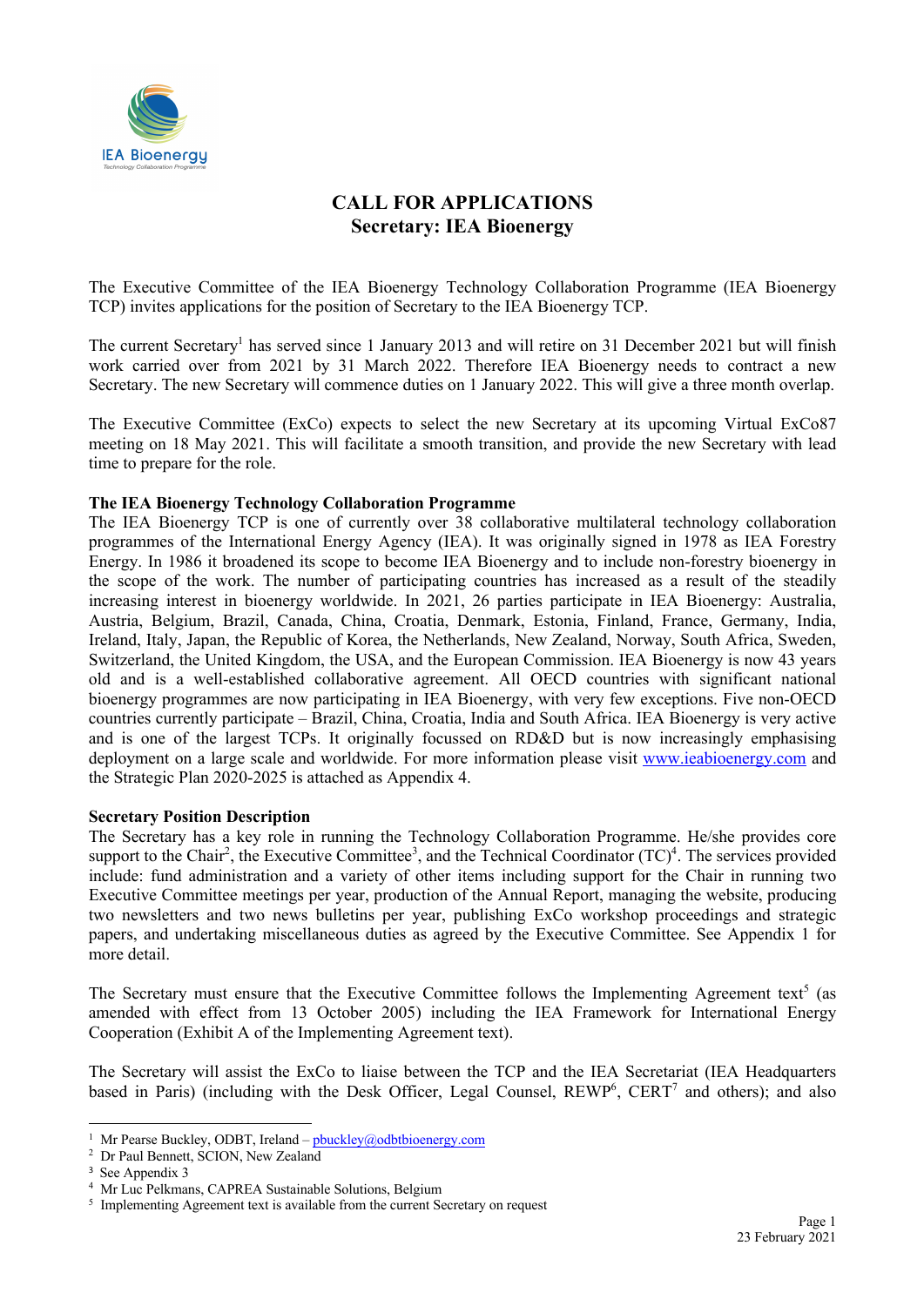# CALL FOR APPLICATIONS
## Secretary: IEA Bioenergy

The Executive Committee of the IEA Bioenergy Technology Collaboration Programme (IEA Bioenergy TCP) invites applications for the position of Secretary to the IEA Bioenergy TCP.

The current Secretary[1] has served since 1 January 2013 and will retire on 31 December 2021 but will finish work carried over from 2021 by 31 March 2022. Therefore IEA Bioenergy needs to contract a new Secretary. The new Secretary will commence duties on 1 January 2022. This will give a three month overlap.

The Executive Committee (ExCo) expects to select the new Secretary at its upcoming Virtual ExCo87 meeting on 18 May 2021. This will facilitate a smooth transition, and provide the new Secretary with lead time to prepare for the role.

**The IEA Bioenergy Technology Collaboration Programme**

The IEA Bioenergy TCP is one of currently over 38 collaborative multilateral technology collaboration programmes of the International Energy Agency (IEA). It was originally signed in 1978 as IEA Forestry Energy. In 1986 it broadened its scope to become IEA Bioenergy and to include non-forestry bioenergy in the scope of the work. The number of participating countries has increased as a result of the steadily increasing interest in bioenergy worldwide. In 2021, 26 parties participate in IEA Bioenergy: Australia, Austria, Belgium, Brazil, Canada, China, Croatia, Denmark, Estonia, Finland, France, Germany, India, Ireland, Italy, Japan, the Republic of Korea, the Netherlands, New Zealand, Norway, South Africa, Sweden, Switzerland, the United Kingdom, the USA, and the European Commission. IEA Bioenergy is now 43 years old and is a well-established collaborative agreement. All OECD countries with significant national bioenergy programmes are now participating in IEA Bioenergy, with very few exceptions. Five non-OECD countries currently participate – Brazil, China, Croatia, India and South Africa. IEA Bioenergy is very active and is one of the largest TCPs. It originally focussed on RD&D but is now increasingly emphasising deployment on a large scale and worldwide. For more information please visit www.ieabioenergy.com and the Strategic Plan 2020-2025 is attached as Appendix 4.

**Secretary Position Description**

The Secretary has a key role in running the Technology Collaboration Programme. He/she provides core support to the Chair[2], the Executive Committee[3], and the Technical Coordinator (TC)[4]. The services provided include: fund administration and a variety of other items including support for the Chair in running two Executive Committee meetings per year, production of the Annual Report, managing the website, producing two newsletters and two news bulletins per year, publishing ExCo workshop proceedings and strategic papers, and undertaking miscellaneous duties as agreed by the Executive Committee. See Appendix 1 for more detail.

The Secretary must ensure that the Executive Committee follows the Implementing Agreement text[5] (as amended with effect from 13 October 2005) including the IEA Framework for International Energy Cooperation (Exhibit A of the Implementing Agreement text).

The Secretary will assist the ExCo to liaise between the TCP and the IEA Secretariat (IEA Headquarters based in Paris) (including with the Desk Officer, Legal Counsel, REWP[6], CERT[7] and others); and also

---

[1] Mr Pearse Buckley, ODBT, Ireland – pbuckley@odbtbioenergy.com

[2] Dr Paul Bennett, SCION, New Zealand

[3] See Appendix 3

[4] Mr Luc Pelkmans, CAPREA Sustainable Solutions, Belgium

[5] Implementing Agreement text is available from the current Secretary on request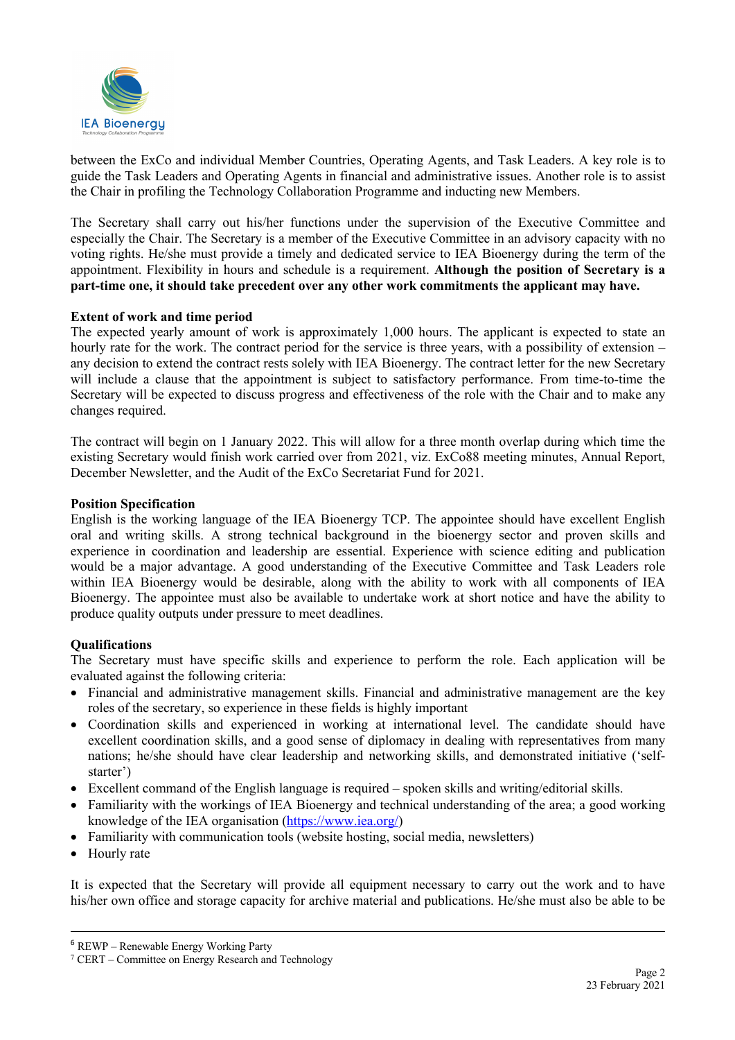between the ExCo and individual Member Countries, Operating Agents, and Task Leaders. A key role is to guide the Task Leaders and Operating Agents in financial and administrative issues. Another role is to assist the Chair in profiling the Technology Collaboration Programme and inducting new Members.

The Secretary shall carry out his/her functions under the supervision of the Executive Committee and especially the Chair. The Secretary is a member of the Executive Committee in an advisory capacity with no voting rights. He/she must provide a timely and dedicated service to IEA Bioenergy during the term of the appointment. Flexibility in hours and schedule is a requirement. **Although the position of Secretary is a part-time one, it should take precedent over any other work commitments the applicant may have.**

**Extent of work and time period**

The expected yearly amount of work is approximately 1,000 hours. The applicant is expected to state an hourly rate for the work. The contract period for the service is three years, with a possibility of extension – any decision to extend the contract rests solely with IEA Bioenergy. The contract letter for the new Secretary will include a clause that the appointment is subject to satisfactory performance. From time-to-time the Secretary will be expected to discuss progress and effectiveness of the role with the Chair and to make any changes required.

The contract will begin on 1 January 2022. This will allow for a three month overlap during which time the existing Secretary would finish work carried over from 2021, viz. ExCo88 meeting minutes, Annual Report, December Newsletter, and the Audit of the ExCo Secretariat Fund for 2021.

**Position Specification**

English is the working language of the IEA Bioenergy TCP. The appointee should have excellent English oral and writing skills. A strong technical background in the bioenergy sector and proven skills and experience in coordination and leadership are essential. Experience with science editing and publication would be a major advantage. A good understanding of the Executive Committee and Task Leaders role within IEA Bioenergy would be desirable, along with the ability to work with all components of IEA Bioenergy. The appointee must also be available to undertake work at short notice and have the ability to produce quality outputs under pressure to meet deadlines.

**Qualifications**

The Secretary must have specific skills and experience to perform the role. Each application will be evaluated against the following criteria:

- Financial and administrative management skills. Financial and administrative management are the key roles of the secretary, so experience in these fields is highly important
- Coordination skills and experienced in working at international level. The candidate should have excellent coordination skills, and a good sense of diplomacy in dealing with representatives from many nations; he/she should have clear leadership and networking skills, and demonstrated initiative ('self-starter')
- Excellent command of the English language is required – spoken skills and writing/editorial skills.
- Familiarity with the workings of IEA Bioenergy and technical understanding of the area; a good working knowledge of the IEA organisation (https://www.iea.org/)
- Familiarity with communication tools (website hosting, social media, newsletters)
- Hourly rate

It is expected that the Secretary will provide all equipment necessary to carry out the work and to have his/her own office and storage capacity for archive material and publications. He/she must also be able to be

[6] REWP – Renewable Energy Working Party

[7] CERT – Committee on Energy Research and Technology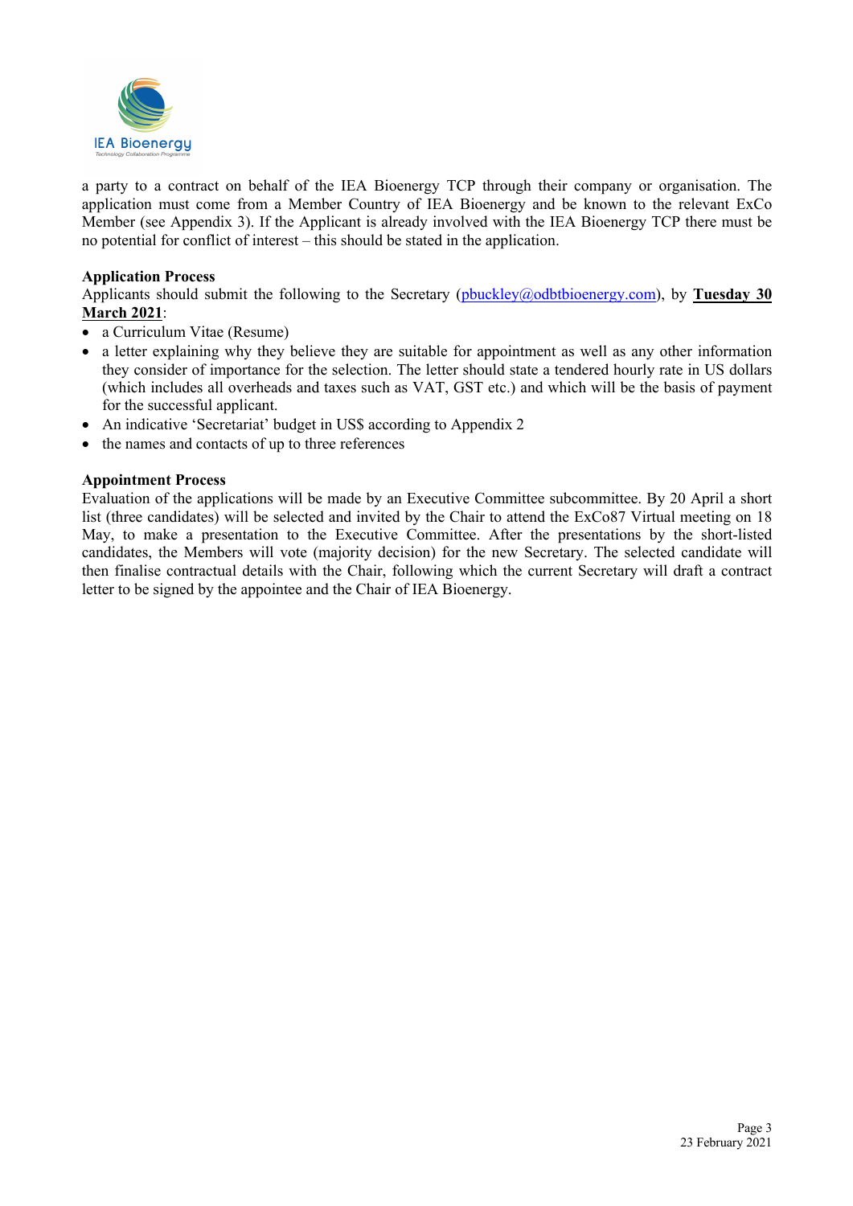a party to a contract on behalf of the IEA Bioenergy TCP through their company or organisation. The application must come from a Member Country of IEA Bioenergy and be known to the relevant ExCo Member (see Appendix 3). If the Applicant is already involved with the IEA Bioenergy TCP there must be no potential for conflict of interest – this should be stated in the application.

**Application Process**

Applicants should submit the following to the Secretary (pbuckley@odbtbioenergy.com), by **Tuesday 30 March 2021**:

- a Curriculum Vitae (Resume)
- a letter explaining why they believe they are suitable for appointment as well as any other information they consider of importance for the selection. The letter should state a tendered hourly rate in US dollars (which includes all overheads and taxes such as VAT, GST etc.) and which will be the basis of payment for the successful applicant.
- An indicative 'Secretariat' budget in US$ according to Appendix 2
- the names and contacts of up to three references

**Appointment Process**

Evaluation of the applications will be made by an Executive Committee subcommittee. By 20 April a short list (three candidates) will be selected and invited by the Chair to attend the ExCo87 Virtual meeting on 18 May, to make a presentation to the Executive Committee. After the presentations by the short-listed candidates, the Members will vote (majority decision) for the new Secretary. The selected candidate will then finalise contractual details with the Chair, following which the current Secretary will draft a contract letter to be signed by the appointee and the Chair of IEA Bioenergy.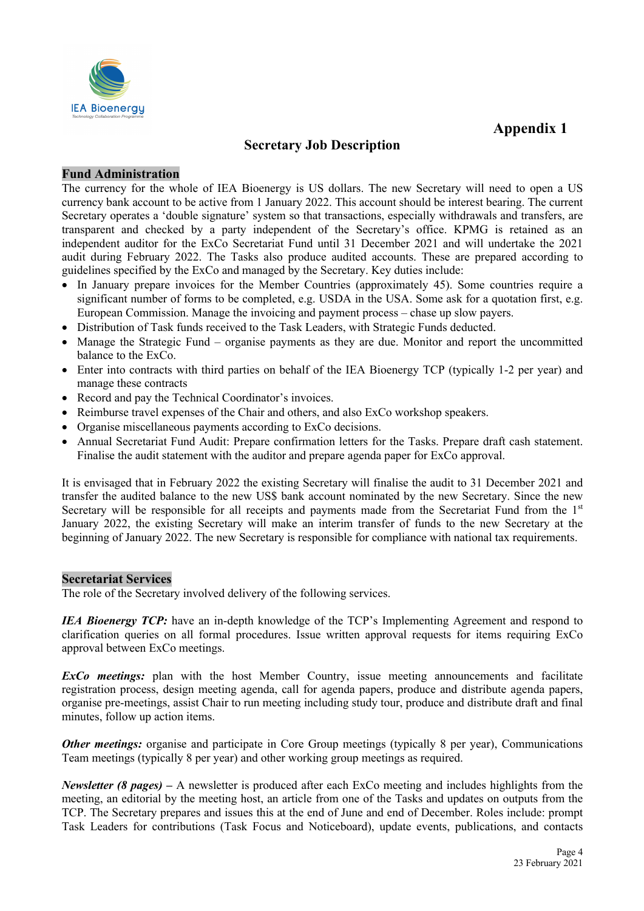# Appendix 1

## Secretary Job Description

### Fund Administration

The currency for the whole of IEA Bioenergy is US dollars. The new Secretary will need to open a US currency bank account to be active from 1 January 2022. This account should be interest bearing. The current Secretary operates a 'double signature' system so that transactions, especially withdrawals and transfers, are transparent and checked by a party independent of the Secretary's office. KPMG is retained as an independent auditor for the ExCo Secretariat Fund until 31 December 2021 and will undertake the 2021 audit during February 2022. The Tasks also produce audited accounts. These are prepared according to guidelines specified by the ExCo and managed by the Secretary. Key duties include:

- In January prepare invoices for the Member Countries (approximately 45). Some countries require a significant number of forms to be completed, e.g. USDA in the USA. Some ask for a quotation first, e.g. European Commission. Manage the invoicing and payment process – chase up slow payers.
- Distribution of Task funds received to the Task Leaders, with Strategic Funds deducted.
- Manage the Strategic Fund – organise payments as they are due. Monitor and report the uncommitted balance to the ExCo.
- Enter into contracts with third parties on behalf of the IEA Bioenergy TCP (typically 1-2 per year) and manage these contracts
- Record and pay the Technical Coordinator's invoices.
- Reimburse travel expenses of the Chair and others, and also ExCo workshop speakers.
- Organise miscellaneous payments according to ExCo decisions.
- Annual Secretariat Fund Audit: Prepare confirmation letters for the Tasks. Prepare draft cash statement. Finalise the audit statement with the auditor and prepare agenda paper for ExCo approval.

It is envisaged that in February 2022 the existing Secretary will finalise the audit to 31 December 2021 and transfer the audited balance to the new US$ bank account nominated by the new Secretary. Since the new Secretary will be responsible for all receipts and payments made from the Secretariat Fund from the 1st January 2022, the existing Secretary will make an interim transfer of funds to the new Secretary at the beginning of January 2022. The new Secretary is responsible for compliance with national tax requirements.

### Secretariat Services

The role of the Secretary involved delivery of the following services.

***IEA Bioenergy TCP:*** have an in-depth knowledge of the TCP's Implementing Agreement and respond to clarification queries on all formal procedures. Issue written approval requests for items requiring ExCo approval between ExCo meetings.

***ExCo meetings:*** plan with the host Member Country, issue meeting announcements and facilitate registration process, design meeting agenda, call for agenda papers, produce and distribute agenda papers, organise pre-meetings, assist Chair to run meeting including study tour, produce and distribute draft and final minutes, follow up action items.

***Other meetings:*** organise and participate in Core Group meetings (typically 8 per year), Communications Team meetings (typically 8 per year) and other working group meetings as required.

***Newsletter (8 pages)*** – A newsletter is produced after each ExCo meeting and includes highlights from the meeting, an editorial by the meeting host, an article from one of the Tasks and updates on outputs from the TCP. The Secretary prepares and issues this at the end of June and end of December. Roles include: prompt Task Leaders for contributions (Task Focus and Noticeboard), update events, publications, and contacts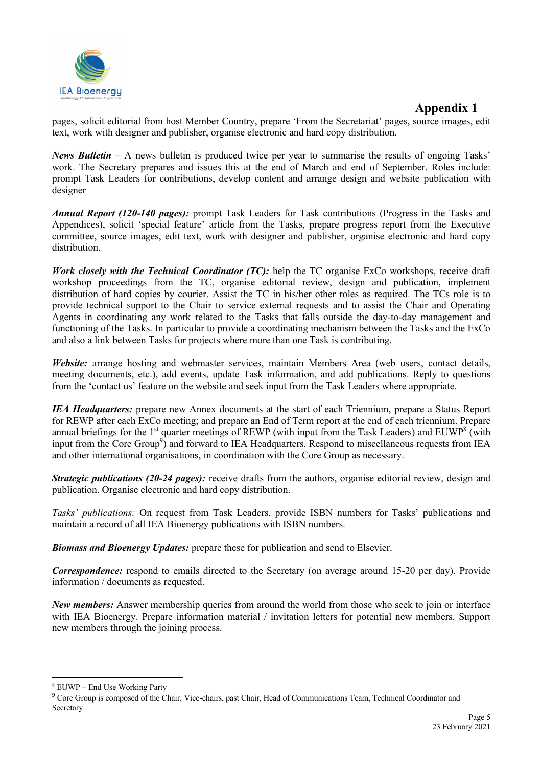# Appendix 1

pages, solicit editorial from host Member Country, prepare 'From the Secretariat' pages, source images, edit text, work with designer and publisher, organise electronic and hard copy distribution.

***News Bulletin*** – A news bulletin is produced twice per year to summarise the results of ongoing Tasks' work. The Secretary prepares and issues this at the end of March and end of September. Roles include: prompt Task Leaders for contributions, develop content and arrange design and website publication with designer

***Annual Report (120-140 pages):*** prompt Task Leaders for Task contributions (Progress in the Tasks and Appendices), solicit 'special feature' article from the Tasks, prepare progress report from the Executive committee, source images, edit text, work with designer and publisher, organise electronic and hard copy distribution.

***Work closely with the Technical Coordinator (TC):*** help the TC organise ExCo workshops, receive draft workshop proceedings from the TC, organise editorial review, design and publication, implement distribution of hard copies by courier. Assist the TC in his/her other roles as required. The TCs role is to provide technical support to the Chair to service external requests and to assist the Chair and Operating Agents in coordinating any work related to the Tasks that falls outside the day-to-day management and functioning of the Tasks. In particular to provide a coordinating mechanism between the Tasks and the ExCo and also a link between Tasks for projects where more than one Task is contributing.

***Website:*** arrange hosting and webmaster services, maintain Members Area (web users, contact details, meeting documents, etc.), add events, update Task information, and add publications. Reply to questions from the 'contact us' feature on the website and seek input from the Task Leaders where appropriate.

***IEA Headquarters:*** prepare new Annex documents at the start of each Triennium, prepare a Status Report for REWP after each ExCo meeting; and prepare an End of Term report at the end of each triennium. Prepare annual briefings for the 1st quarter meetings of REWP (with input from the Task Leaders) and EUWP[8] (with input from the Core Group[9]) and forward to IEA Headquarters. Respond to miscellaneous requests from IEA and other international organisations, in coordination with the Core Group as necessary.

***Strategic publications (20-24 pages):*** receive drafts from the authors, organise editorial review, design and publication. Organise electronic and hard copy distribution.

*Tasks' publications:* On request from Task Leaders, provide ISBN numbers for Tasks' publications and maintain a record of all IEA Bioenergy publications with ISBN numbers.

***Biomass and Bioenergy Updates:*** prepare these for publication and send to Elsevier.

***Correspondence:*** respond to emails directed to the Secretary (on average around 15-20 per day). Provide information / documents as requested.

***New members:*** Answer membership queries from around the world from those who seek to join or interface with IEA Bioenergy. Prepare information material / invitation letters for potential new members. Support new members through the joining process.

---

[8] EUWP – End Use Working Party

[9] Core Group is composed of the Chair, Vice-chairs, past Chair, Head of Communications Team, Technical Coordinator and Secretary

23 February 2021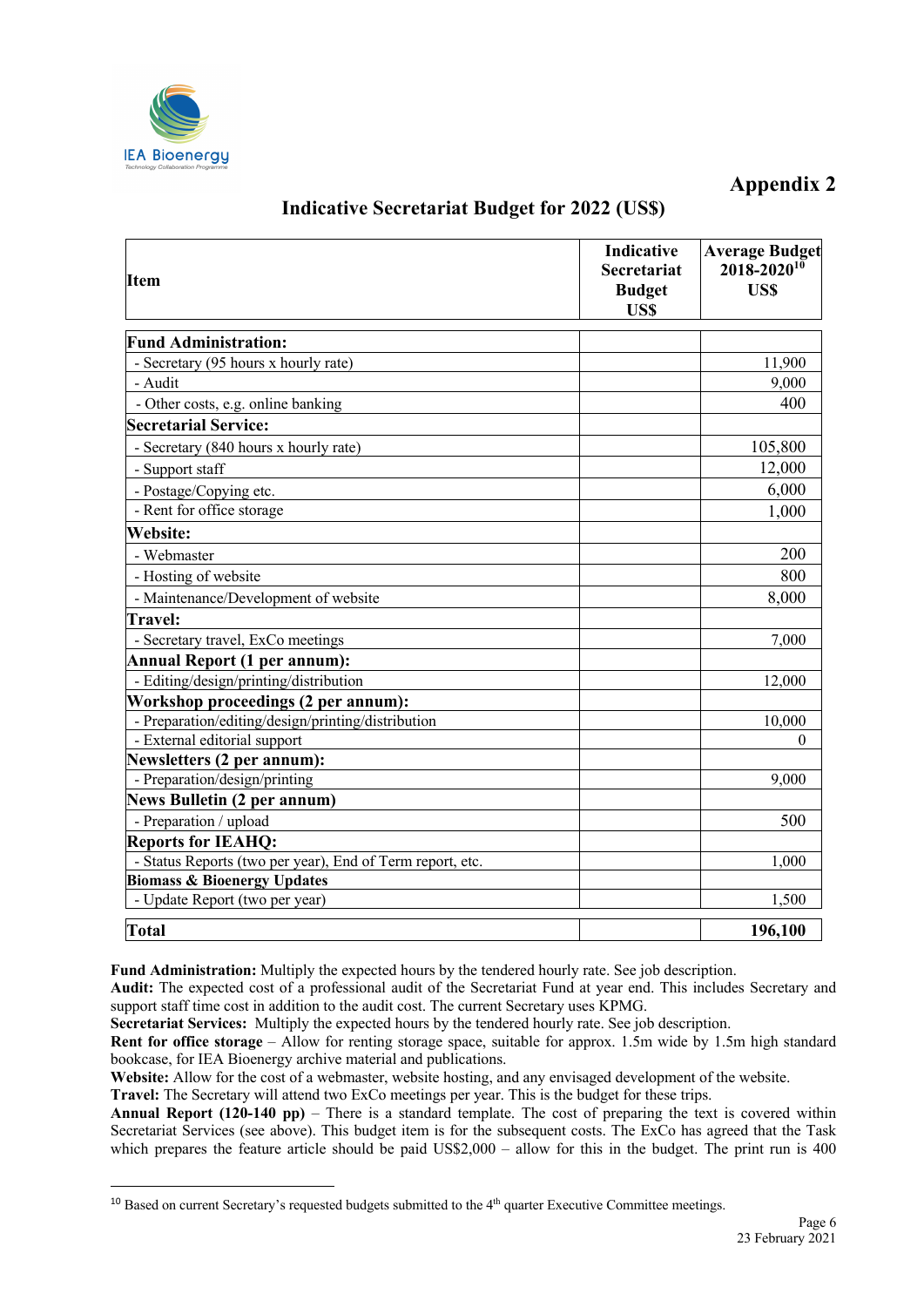# Appendix 2

## Indicative Secretariat Budget for 2022 (US$)

| Item | Indicative Secretariat Budget US$ | Average Budget 2018-2020[10] US$ |
|---|---|---|
| **Fund Administration:** | | |
| - Secretary (95 hours x hourly rate) | | 11,900 |
| - Audit | | 9,000 |
| - Other costs, e.g. online banking | | 400 |
| **Secretarial Service:** | | |
| - Secretary (840 hours x hourly rate) | | 105,800 |
| - Support staff | | 12,000 |
| - Postage/Copying etc. | | 6,000 |
| - Rent for office storage | | 1,000 |
| **Website:** | | |
| - Webmaster | | 200 |
| - Hosting of website | | 800 |
| - Maintenance/Development of website | | 8,000 |
| **Travel:** | | |
| - Secretary travel, ExCo meetings | | 7,000 |
| **Annual Report (1 per annum):** | | |
| - Editing/design/printing/distribution | | 12,000 |
| **Workshop proceedings (2 per annum):** | | |
| - Preparation/editing/design/printing/distribution | | 10,000 |
| - External editorial support | | 0 |
| **Newsletters (2 per annum):** | | |
| - Preparation/design/printing | | 9,000 |
| **News Bulletin (2 per annum)** | | |
| - Preparation / upload | | 500 |
| **Reports for IEAHQ:** | | |
| - Status Reports (two per year), End of Term report, etc. | | 1,000 |
| **Biomass & Bioenergy Updates** | | |
| - Update Report (two per year) | | 1,500 |
| **Total** | | **196,100** |

**Fund Administration:** Multiply the expected hours by the tendered hourly rate. See job description.
**Audit:** The expected cost of a professional audit of the Secretariat Fund at year end. This includes Secretary and support staff time cost in addition to the audit cost. The current Secretary uses KPMG.
**Secretariat Services:** Multiply the expected hours by the tendered hourly rate. See job description.
**Rent for office storage** – Allow for renting storage space, suitable for approx. 1.5m wide by 1.5m high standard bookcase, for IEA Bioenergy archive material and publications.
**Website:** Allow for the cost of a webmaster, website hosting, and any envisaged development of the website.
**Travel:** The Secretary will attend two ExCo meetings per year. This is the budget for these trips.
**Annual Report (120-140 pp)** – There is a standard template. The cost of preparing the text is covered within Secretariat Services (see above). This budget item is for the subsequent costs. The ExCo has agreed that the Task which prepares the feature article should be paid US$2,000 – allow for this in the budget. The print run is 400

[10] Based on current Secretary's requested budgets submitted to the 4th quarter Executive Committee meetings.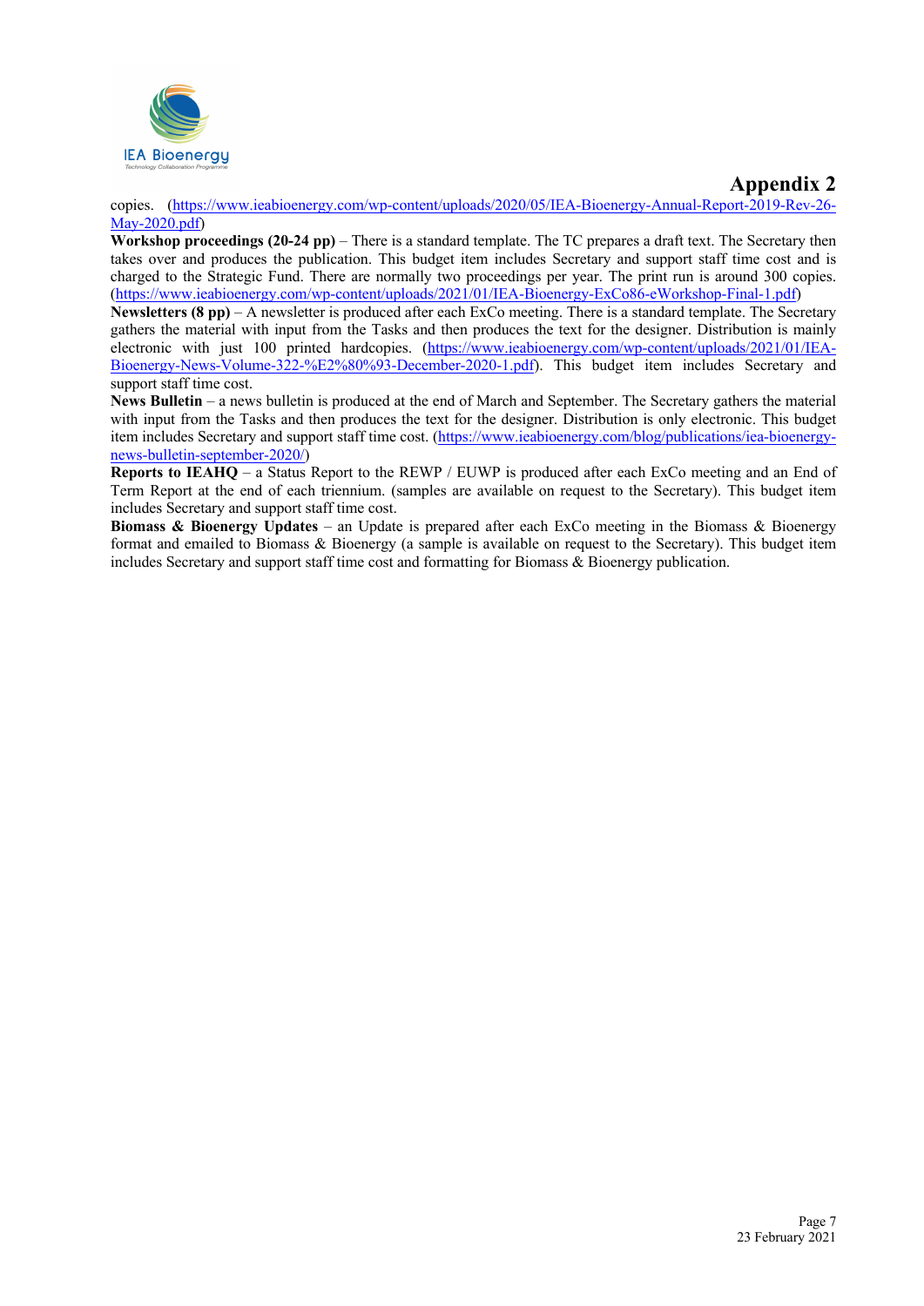copies. (https://www.ieabioenergy.com/wp-content/uploads/2020/05/IEA-Bioenergy-Annual-Report-2019-Rev-26-May-2020.pdf)

**Workshop proceedings (20-24 pp)** – There is a standard template. The TC prepares a draft text. The Secretary then takes over and produces the publication. This budget item includes Secretary and support staff time cost and is charged to the Strategic Fund. There are normally two proceedings per year. The print run is around 300 copies. (https://www.ieabioenergy.com/wp-content/uploads/2021/01/IEA-Bioenergy-ExCo86-eWorkshop-Final-1.pdf)

**Newsletters (8 pp)** – A newsletter is produced after each ExCo meeting. There is a standard template. The Secretary gathers the material with input from the Tasks and then produces the text for the designer. Distribution is mainly electronic with just 100 printed hardcopies. (https://www.ieabioenergy.com/wp-content/uploads/2021/01/IEA-Bioenergy-News-Volume-322-%E2%80%93-December-2020-1.pdf). This budget item includes Secretary and support staff time cost.

**News Bulletin** – a news bulletin is produced at the end of March and September. The Secretary gathers the material with input from the Tasks and then produces the text for the designer. Distribution is only electronic. This budget item includes Secretary and support staff time cost. (https://www.ieabioenergy.com/blog/publications/iea-bioenergy-news-bulletin-september-2020/)

**Reports to IEAHQ** – a Status Report to the REWP / EUWP is produced after each ExCo meeting and an End of Term Report at the end of each triennium. (samples are available on request to the Secretary). This budget item includes Secretary and support staff time cost.

**Biomass & Bioenergy Updates** – an Update is prepared after each ExCo meeting in the Biomass & Bioenergy format and emailed to Biomass & Bioenergy (a sample is available on request to the Secretary). This budget item includes Secretary and support staff time cost and formatting for Biomass & Bioenergy publication.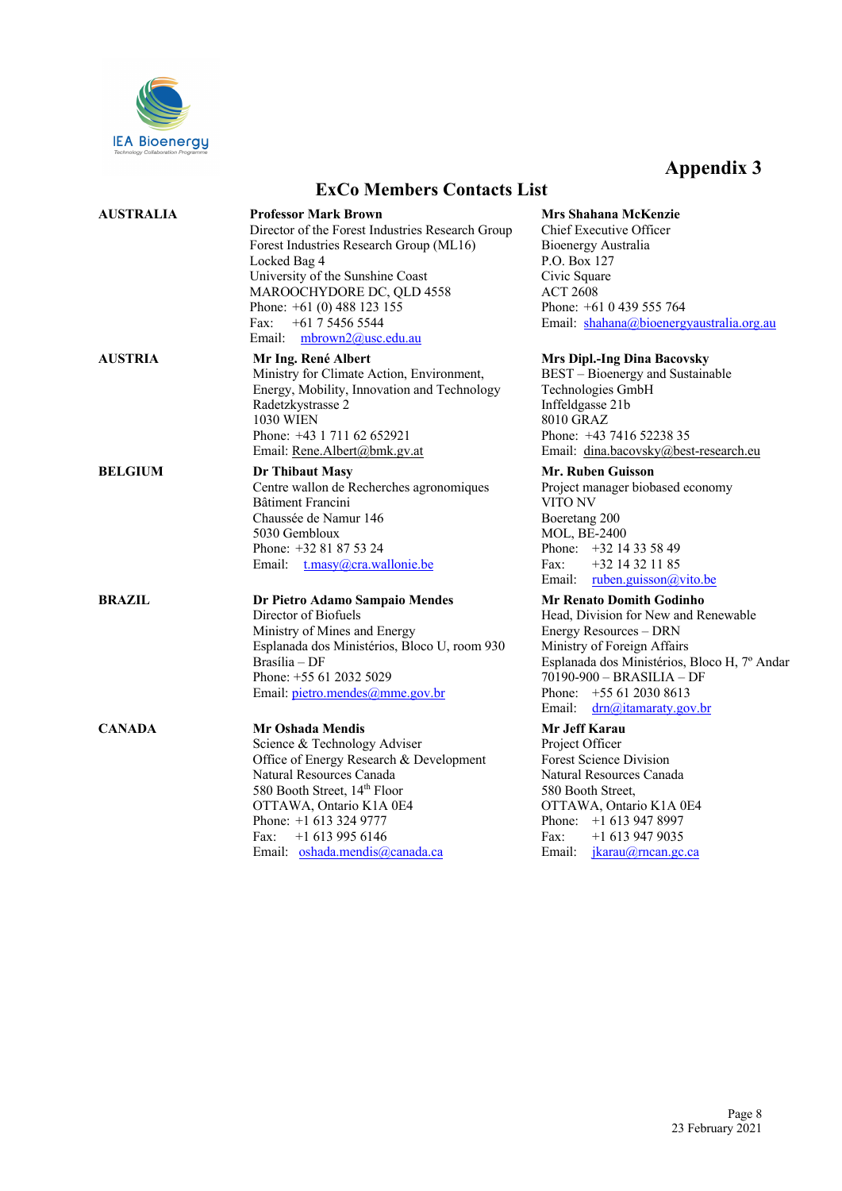# Appendix 3

## ExCo Members Contacts List

| Country | Member | Alternate |
|---|---|---|
| **AUSTRALIA** | **Professor Mark Brown**<br>Director of the Forest Industries Research Group<br>Forest Industries Research Group (ML16)<br>Locked Bag 4<br>University of the Sunshine Coast<br>MAROOCHYDORE DC, QLD 4558<br>Phone: +61 (0) 488 123 155<br>Fax: +61 7 5456 5544<br>Email: mbrown2@usc.edu.au | **Mrs Shahana McKenzie**<br>Chief Executive Officer<br>Bioenergy Australia<br>P.O. Box 127<br>Civic Square<br>ACT 2608<br>Phone: +61 0 439 555 764<br>Email: shahana@bioenergyaustralia.org.au |
| **AUSTRIA** | **Mr Ing. René Albert**<br>Ministry for Climate Action, Environment, Energy, Mobility, Innovation and Technology<br>Radetzkystrasse 2<br>1030 WIEN<br>Phone: +43 1 711 62 652921<br>Email: Rene.Albert@bmk.gv.at | **Mrs Dipl.-Ing Dina Bacovsky**<br>BEST – Bioenergy and Sustainable Technologies GmbH<br>Inffeldgasse 21b<br>8010 GRAZ<br>Phone: +43 7416 52238 35<br>Email: dina.bacovsky@best-research.eu |
| **BELGIUM** | **Dr Thibaut Masy**<br>Centre wallon de Recherches agronomiques<br>Bâtiment Francini<br>Chaussée de Namur 146<br>5030 Gembloux<br>Phone: +32 81 87 53 24<br>Email: t.masy@cra.wallonie.be | **Mr. Ruben Guisson**<br>Project manager biobased economy<br>VITO NV<br>Boeretang 200<br>MOL, BE-2400<br>Phone: +32 14 33 58 49<br>Fax: +32 14 32 11 85<br>Email: ruben.guisson@vito.be |
| **BRAZIL** | **Dr Pietro Adamo Sampaio Mendes**<br>Director of Biofuels<br>Ministry of Mines and Energy<br>Esplanada dos Ministérios, Bloco U, room 930<br>Brasília – DF<br>Phone: +55 61 2032 5029<br>Email: pietro.mendes@mme.gov.br | **Mr Renato Domith Godinho**<br>Head, Division for New and Renewable Energy Resources – DRN<br>Ministry of Foreign Affairs<br>Esplanada dos Ministérios, Bloco H, 7º Andar<br>70190-900 – BRASILIA – DF<br>Phone: +55 61 2030 8613<br>Email: drn@itamaraty.gov.br |
| **CANADA** | **Mr Oshada Mendis**<br>Science & Technology Adviser<br>Office of Energy Research & Development<br>Natural Resources Canada<br>580 Booth Street, 14th Floor<br>OTTAWA, Ontario K1A 0E4<br>Phone: +1 613 324 9777<br>Fax: +1 613 995 6146<br>Email: oshada.mendis@canada.ca | **Mr Jeff Karau**<br>Project Officer<br>Forest Science Division<br>Natural Resources Canada<br>580 Booth Street,<br>OTTAWA, Ontario K1A 0E4<br>Phone: +1 613 947 8997<br>Fax: +1 613 947 9035<br>Email: jkarau@rncan.gc.ca |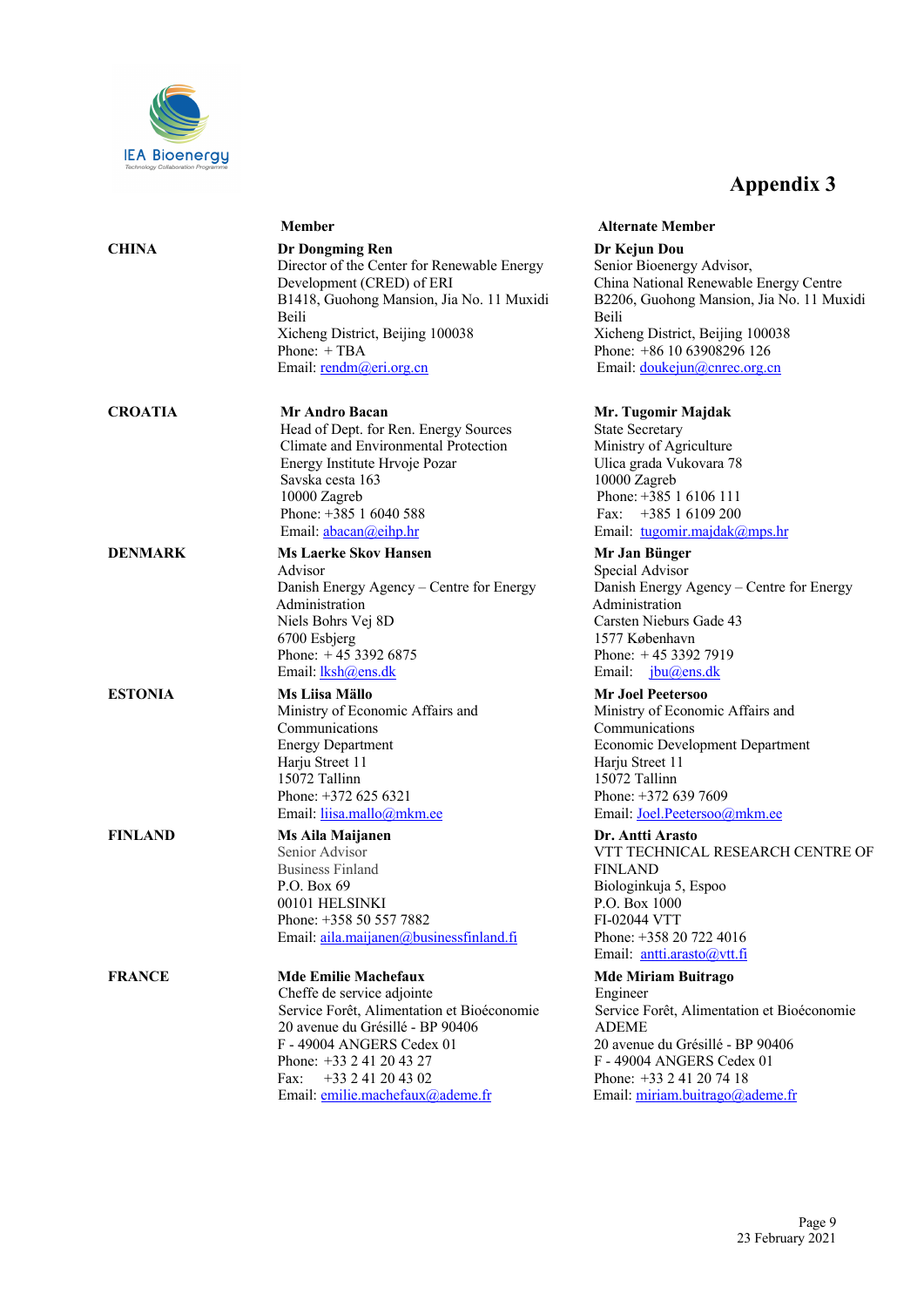# Appendix 3

| | Member | Alternate Member |
|---|---|---|
| **CHINA** | **Dr Dongming Ren**<br>Director of the Center for Renewable Energy Development (CRED) of ERI<br>B1418, Guohong Mansion, Jia No. 11 Muxidi Beili<br>Xicheng District, Beijing 100038<br>Phone: + TBA<br>Email: rendm@eri.org.cn | **Dr Kejun Dou**<br>Senior Bioenergy Advisor,<br>China National Renewable Energy Centre<br>B2206, Guohong Mansion, Jia No. 11 Muxidi Beili<br>Xicheng District, Beijing 100038<br>Phone: +86 10 63908296 126<br>Email: doukejun@cnrec.org.cn |
| **CROATIA** | **Mr Andro Bacan**<br>Head of Dept. for Ren. Energy Sources<br>Climate and Environmental Protection<br>Energy Institute Hrvoje Pozar<br>Savska cesta 163<br>10000 Zagreb<br>Phone: +385 1 6040 588<br>Email: abacan@eihp.hr | **Mr. Tugomir Majdak**<br>State Secretary<br>Ministry of Agriculture<br>Ulica grada Vukovara 78<br>10000 Zagreb<br>Phone: +385 1 6106 111<br>Fax: +385 1 6109 200<br>Email: tugomir.majdak@mps.hr |
| **DENMARK** | **Ms Laerke Skov Hansen**<br>Advisor<br>Danish Energy Agency – Centre for Energy Administration<br>Niels Bohrs Vej 8D<br>6700 Esbjerg<br>Phone: + 45 3392 6875<br>Email: lksh@ens.dk | **Mr Jan Bünger**<br>Special Advisor<br>Danish Energy Agency – Centre for Energy Administration<br>Carsten Nieburs Gade 43<br>1577 København<br>Phone: + 45 3392 7919<br>Email: jbu@ens.dk |
| **ESTONIA** | **Ms Liisa Mällo**<br>Ministry of Economic Affairs and Communications<br>Energy Department<br>Harju Street 11<br>15072 Tallinn<br>Phone: +372 625 6321<br>Email: liisa.mallo@mkm.ee | **Mr Joel Peetersoo**<br>Ministry of Economic Affairs and Communications<br>Economic Development Department<br>Harju Street 11<br>15072 Tallinn<br>Phone: +372 639 7609<br>Email: Joel.Peetersoo@mkm.ee |
| **FINLAND** | **Ms Aila Maijanen**<br>Senior Advisor<br>Business Finland<br>P.O. Box 69<br>00101 HELSINKI<br>Phone: +358 50 557 7882<br>Email: aila.maijanen@businessfinland.fi | **Dr. Antti Arasto**<br>VTT TECHNICAL RESEARCH CENTRE OF FINLAND<br>Biologinkuja 5, Espoo<br>P.O. Box 1000<br>FI-02044 VTT<br>Phone: +358 20 722 4016<br>Email: antti.arasto@vtt.fi |
| **FRANCE** | **Mde Emilie Machefaux**<br>Cheffe de service adjointe<br>Service Forêt, Alimentation et Bioéconomie<br>20 avenue du Grésillé - BP 90406<br>F - 49004 ANGERS Cedex 01<br>Phone: +33 2 41 20 43 27<br>Fax: +33 2 41 20 43 02<br>Email: emilie.machefaux@ademe.fr | **Mde Miriam Buitrago**<br>Engineer<br>Service Forêt, Alimentation et Bioéconomie<br>ADEME<br>20 avenue du Grésillé - BP 90406<br>F - 49004 ANGERS Cedex 01<br>Phone: +33 2 41 20 74 18<br>Email: miriam.buitrago@ademe.fr |

23 February 2021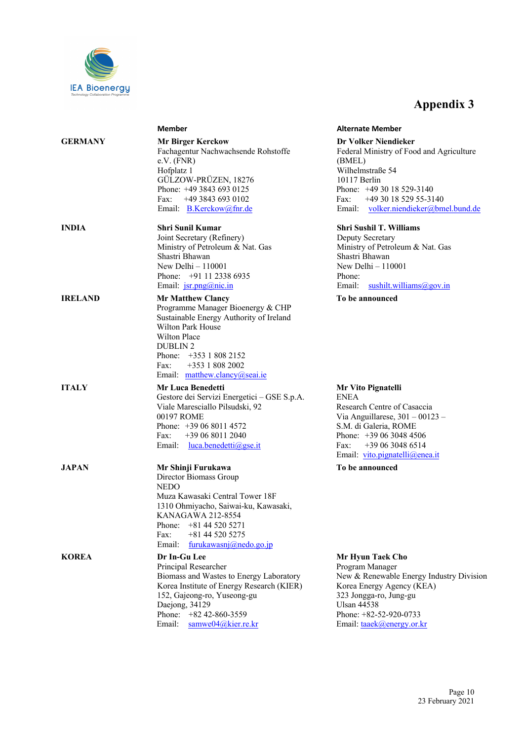# Appendix 3

| | Member | Alternate Member |
|---|---|---|
| **GERMANY** | **Mr Birger Kerckow**<br>Fachagentur Nachwachsende Rohstoffe e.V. (FNR)<br>Hofplatz 1<br>GÜLZOW-PRÜZEN, 18276<br>Phone: +49 3843 693 0125<br>Fax: +49 3843 693 0102<br>Email: B.Kerckow@fnr.de | **Dr Volker Niendieker**<br>Federal Ministry of Food and Agriculture (BMEL)<br>Wilhelmstraße 54<br>10117 Berlin<br>Phone: +49 30 18 529-3140<br>Fax: +49 30 18 529 55-3140<br>Email: volker.niendieker@bmel.bund.de |
| **INDIA** | **Shri Sunil Kumar**<br>Joint Secretary (Refinery)<br>Ministry of Petroleum & Nat. Gas<br>Shastri Bhawan<br>New Delhi – 110001<br>Phone: +91 11 2338 6935<br>Email: jsr.png@nic.in | **Shri Sushil T. Williams**<br>Deputy Secretary<br>Ministry of Petroleum & Nat. Gas<br>Shastri Bhawan<br>New Delhi – 110001<br>Phone:<br>Email: sushilt.williams@gov.in |
| **IRELAND** | **Mr Matthew Clancy**<br>Programme Manager Bioenergy & CHP<br>Sustainable Energy Authority of Ireland<br>Wilton Park House<br>Wilton Place<br>DUBLIN 2<br>Phone: +353 1 808 2152<br>Fax: +353 1 808 2002<br>Email: matthew.clancy@seai.ie | **To be announced** |
| **ITALY** | **Mr Luca Benedetti**<br>Gestore dei Servizi Energetici – GSE S.p.A.<br>Viale Maresciallo Pilsudski, 92<br>00197 ROME<br>Phone: +39 06 8011 4572<br>Fax: +39 06 8011 2040<br>Email: luca.benedetti@gse.it | **Mr Vito Pignatelli**<br>ENEA<br>Research Centre of Casaccia<br>Via Anguillarese, 301 – 00123 –<br>S.M. di Galeria, ROME<br>Phone: +39 06 3048 4506<br>Fax: +39 06 3048 6514<br>Email: vito.pignatelli@enea.it |
| **JAPAN** | **Mr Shinji Furukawa**<br>Director Biomass Group<br>NEDO<br>Muza Kawasaki Central Tower 18F<br>1310 Ohmiyacho, Saiwai-ku, Kawasaki,<br>KANAGAWA 212-8554<br>Phone: +81 44 520 5271<br>Fax: +81 44 520 5275<br>Email: furukawasnj@nedo.go.jp | **To be announced** |
| **KOREA** | **Dr In-Gu Lee**<br>Principal Researcher<br>Biomass and Wastes to Energy Laboratory<br>Korea Institute of Energy Research (KIER)<br>152, Gajeong-ro, Yuseong-gu<br>Daejong, 34129<br>Phone: +82 42-860-3559<br>Email: samwe04@kier.re.kr | **Mr Hyun Taek Cho**<br>Program Manager<br>New & Renewable Energy Industry Division<br>Korea Energy Agency (KEA)<br>323 Jongga-ro, Jung-gu<br>Ulsan 44538<br>Phone: +82-52-920-0733<br>Email: taaek@energy.or.kr |

23 February 2021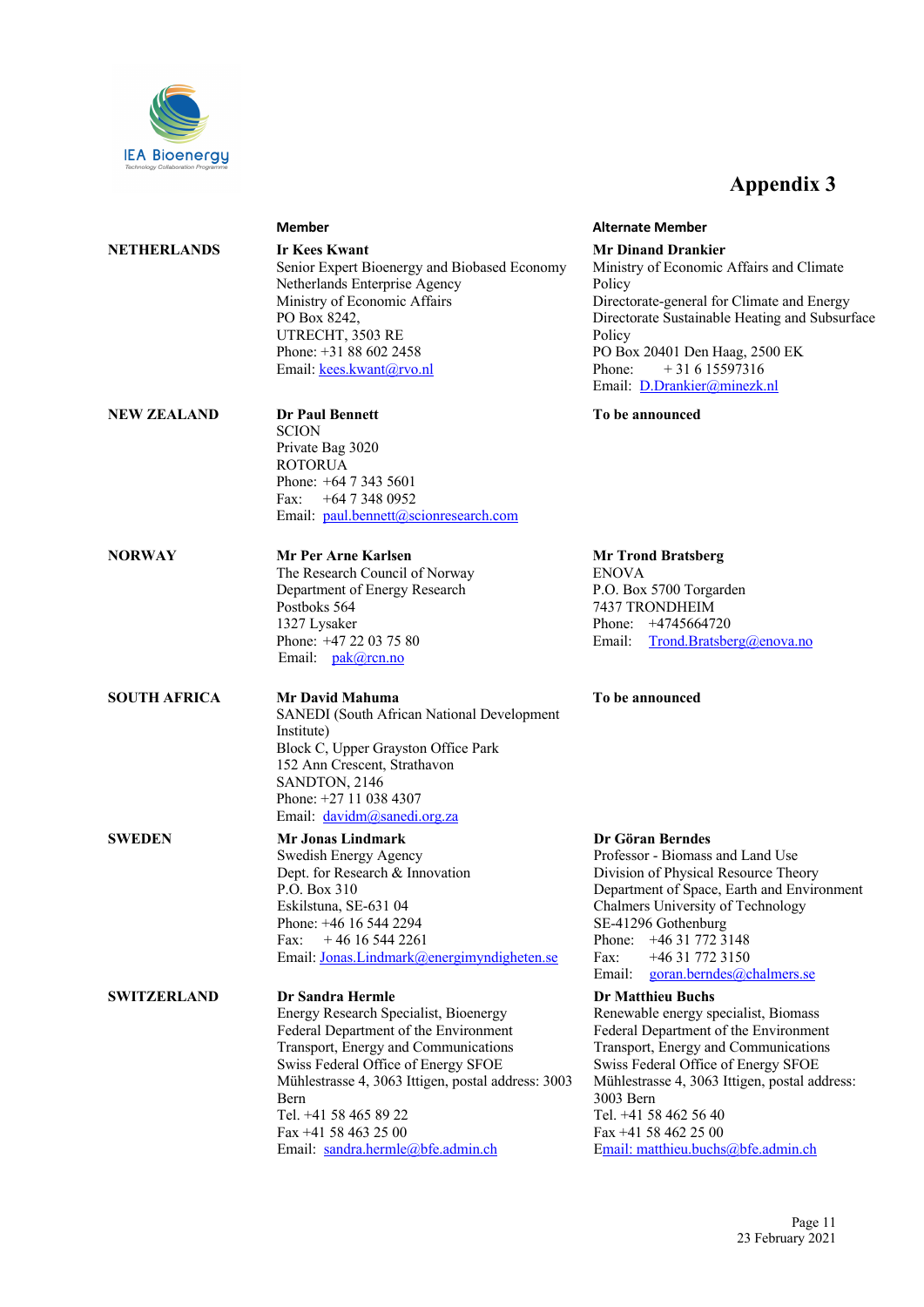# Appendix 3

| | Member | Alternate Member |
|---|---|---|
| **NETHERLANDS** | **Ir Kees Kwant**<br>Senior Expert Bioenergy and Biobased Economy<br>Netherlands Enterprise Agency<br>Ministry of Economic Affairs<br>PO Box 8242,<br>UTRECHT, 3503 RE<br>Phone: +31 88 602 2458<br>Email: kees.kwant@rvo.nl | **Mr Dinand Drankier**<br>Ministry of Economic Affairs and Climate Policy<br>Directorate-general for Climate and Energy<br>Directorate Sustainable Heating and Subsurface Policy<br>PO Box 20401 Den Haag, 2500 EK<br>Phone: + 31 6 15597316<br>Email: D.Drankier@minezk.nl |
| **NEW ZEALAND** | **Dr Paul Bennett**<br>SCION<br>Private Bag 3020<br>ROTORUA<br>Phone: +64 7 343 5601<br>Fax: +64 7 348 0952<br>Email: paul.bennett@scionresearch.com | **To be announced** |
| **NORWAY** | **Mr Per Arne Karlsen**<br>The Research Council of Norway<br>Department of Energy Research<br>Postboks 564<br>1327 Lysaker<br>Phone: +47 22 03 75 80<br>Email: pak@rcn.no | **Mr Trond Bratsberg**<br>ENOVA<br>P.O. Box 5700 Torgarden<br>7437 TRONDHEIM<br>Phone: +4745664720<br>Email: Trond.Bratsberg@enova.no |
| **SOUTH AFRICA** | **Mr David Mahuma**<br>SANEDI (South African National Development Institute)<br>Block C, Upper Grayston Office Park<br>152 Ann Crescent, Strathavon<br>SANDTON, 2146<br>Phone: +27 11 038 4307<br>Email: davidm@sanedi.org.za | **To be announced** |
| **SWEDEN** | **Mr Jonas Lindmark**<br>Swedish Energy Agency<br>Dept. for Research & Innovation<br>P.O. Box 310<br>Eskilstuna, SE-631 04<br>Phone: +46 16 544 2294<br>Fax: + 46 16 544 2261<br>Email: Jonas.Lindmark@energimyndigheten.se | **Dr Göran Berndes**<br>Professor - Biomass and Land Use<br>Division of Physical Resource Theory<br>Department of Space, Earth and Environment<br>Chalmers University of Technology<br>SE-41296 Gothenburg<br>Phone: +46 31 772 3148<br>Fax: +46 31 772 3150<br>Email: goran.berndes@chalmers.se |
| **SWITZERLAND** | **Dr Sandra Hermle**<br>Energy Research Specialist, Bioenergy<br>Federal Department of the Environment Transport, Energy and Communications<br>Swiss Federal Office of Energy SFOE<br>Mühlestrasse 4, 3063 Ittigen, postal address: 3003 Bern<br>Tel. +41 58 465 89 22<br>Fax +41 58 463 25 00<br>Email: sandra.hermle@bfe.admin.ch | **Dr Matthieu Buchs**<br>Renewable energy specialist, Biomass<br>Federal Department of the Environment Transport, Energy and Communications<br>Swiss Federal Office of Energy SFOE<br>Mühlestrasse 4, 3063 Ittigen, postal address: 3003 Bern<br>Tel. +41 58 462 56 40<br>Fax +41 58 462 25 00<br>Email: matthieu.buchs@bfe.admin.ch |

23 February 2021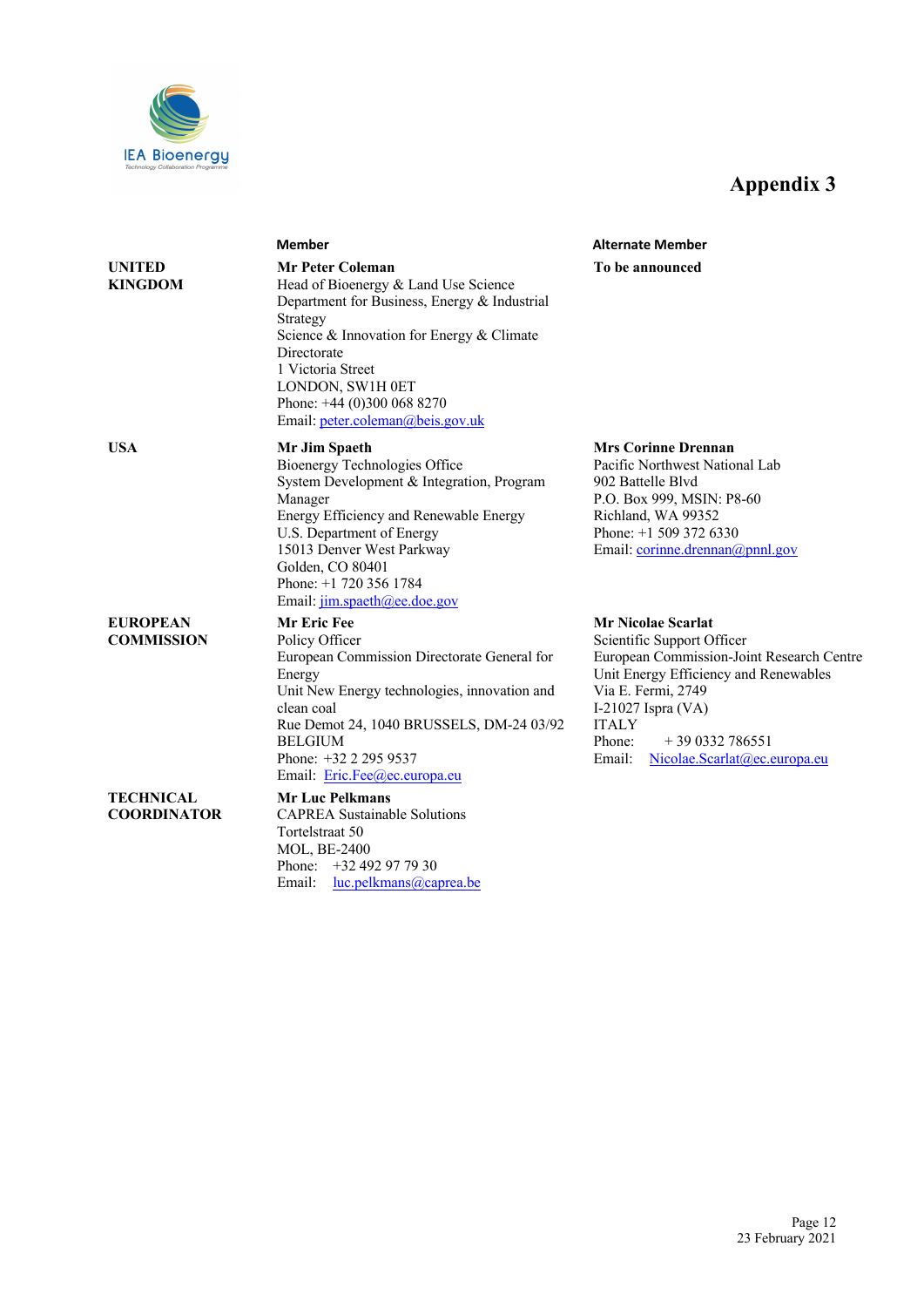# Appendix 3

| | Member | Alternate Member |
|---|---|---|
| **UNITED KINGDOM** | **Mr Peter Coleman**<br>Head of Bioenergy & Land Use Science<br>Department for Business, Energy & Industrial Strategy<br>Science & Innovation for Energy & Climate Directorate<br>1 Victoria Street<br>LONDON, SW1H 0ET<br>Phone: +44 (0)300 068 8270<br>Email: peter.coleman@beis.gov.uk | **To be announced** |
| **USA** | **Mr Jim Spaeth**<br>Bioenergy Technologies Office<br>System Development & Integration, Program Manager<br>Energy Efficiency and Renewable Energy<br>U.S. Department of Energy<br>15013 Denver West Parkway<br>Golden, CO 80401<br>Phone: +1 720 356 1784<br>Email: jim.spaeth@ee.doe.gov | **Mrs Corinne Drennan**<br>Pacific Northwest National Lab<br>902 Battelle Blvd<br>P.O. Box 999, MSIN: P8-60<br>Richland, WA 99352<br>Phone: +1 509 372 6330<br>Email: corinne.drennan@pnnl.gov |
| **EUROPEAN COMMISSION** | **Mr Eric Fee**<br>Policy Officer<br>European Commission Directorate General for Energy<br>Unit New Energy technologies, innovation and clean coal<br>Rue Demot 24, 1040 BRUSSELS, DM-24 03/92<br>BELGIUM<br>Phone: +32 2 295 9537<br>Email: Eric.Fee@ec.europa.eu | **Mr Nicolae Scarlat**<br>Scientific Support Officer<br>European Commission-Joint Research Centre<br>Unit Energy Efficiency and Renewables<br>Via E. Fermi, 2749<br>I-21027 Ispra (VA)<br>ITALY<br>Phone: + 39 0332 786551<br>Email: Nicolae.Scarlat@ec.europa.eu |
| **TECHNICAL COORDINATOR** | **Mr Luc Pelkmans**<br>CAPREA Sustainable Solutions<br>Tortelstraat 50<br>MOL, BE-2400<br>Phone: +32 492 97 79 30<br>Email: luc.pelkmans@caprea.be | |

23 February 2021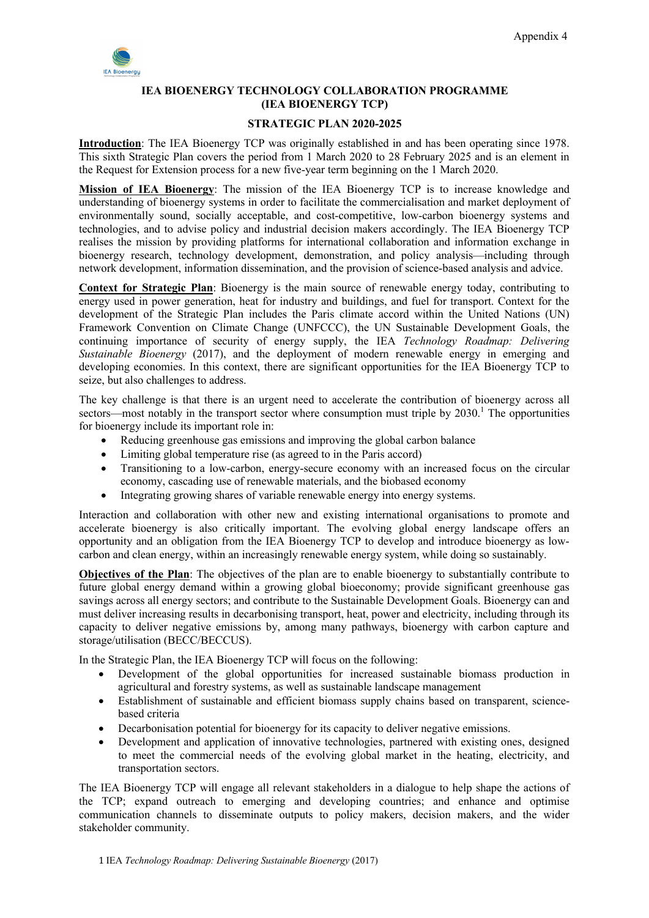Appendix 4

**IEA BIOENERGY TECHNOLOGY COLLABORATION PROGRAMME (IEA BIOENERGY TCP)**

**STRATEGIC PLAN 2020-2025**

**Introduction**: The IEA Bioenergy TCP was originally established in and has been operating since 1978. This sixth Strategic Plan covers the period from 1 March 2020 to 28 February 2025 and is an element in the Request for Extension process for a new five-year term beginning on the 1 March 2020.

**Mission of IEA Bioenergy**: The mission of the IEA Bioenergy TCP is to increase knowledge and understanding of bioenergy systems in order to facilitate the commercialisation and market deployment of environmentally sound, socially acceptable, and cost-competitive, low-carbon bioenergy systems and technologies, and to advise policy and industrial decision makers accordingly. The IEA Bioenergy TCP realises the mission by providing platforms for international collaboration and information exchange in bioenergy research, technology development, demonstration, and policy analysis—including through network development, information dissemination, and the provision of science-based analysis and advice.

**Context for Strategic Plan**: Bioenergy is the main source of renewable energy today, contributing to energy used in power generation, heat for industry and buildings, and fuel for transport. Context for the development of the Strategic Plan includes the Paris climate accord within the United Nations (UN) Framework Convention on Climate Change (UNFCCC), the UN Sustainable Development Goals, the continuing importance of security of energy supply, the IEA *Technology Roadmap: Delivering Sustainable Bioenergy* (2017), and the deployment of modern renewable energy in emerging and developing economies. In this context, there are significant opportunities for the IEA Bioenergy TCP to seize, but also challenges to address.

The key challenge is that there is an urgent need to accelerate the contribution of bioenergy across all sectors—most notably in the transport sector where consumption must triple by 2030.[1] The opportunities for bioenergy include its important role in:

- Reducing greenhouse gas emissions and improving the global carbon balance
- Limiting global temperature rise (as agreed to in the Paris accord)
- Transitioning to a low-carbon, energy-secure economy with an increased focus on the circular economy, cascading use of renewable materials, and the biobased economy
- Integrating growing shares of variable renewable energy into energy systems.

Interaction and collaboration with other new and existing international organisations to promote and accelerate bioenergy is also critically important. The evolving global energy landscape offers an opportunity and an obligation from the IEA Bioenergy TCP to develop and introduce bioenergy as low-carbon and clean energy, within an increasingly renewable energy system, while doing so sustainably.

**Objectives of the Plan**: The objectives of the plan are to enable bioenergy to substantially contribute to future global energy demand within a growing global bioeconomy; provide significant greenhouse gas savings across all energy sectors; and contribute to the Sustainable Development Goals. Bioenergy can and must deliver increasing results in decarbonising transport, heat, power and electricity, including through its capacity to deliver negative emissions by, among many pathways, bioenergy with carbon capture and storage/utilisation (BECC/BECCUS).

In the Strategic Plan, the IEA Bioenergy TCP will focus on the following:

- Development of the global opportunities for increased sustainable biomass production in agricultural and forestry systems, as well as sustainable landscape management
- Establishment of sustainable and efficient biomass supply chains based on transparent, science-based criteria
- Decarbonisation potential for bioenergy for its capacity to deliver negative emissions.
- Development and application of innovative technologies, partnered with existing ones, designed to meet the commercial needs of the evolving global market in the heating, electricity, and transportation sectors.

The IEA Bioenergy TCP will engage all relevant stakeholders in a dialogue to help shape the actions of the TCP; expand outreach to emerging and developing countries; and enhance and optimise communication channels to disseminate outputs to policy makers, decision makers, and the wider stakeholder community.

1 IEA *Technology Roadmap: Delivering Sustainable Bioenergy* (2017)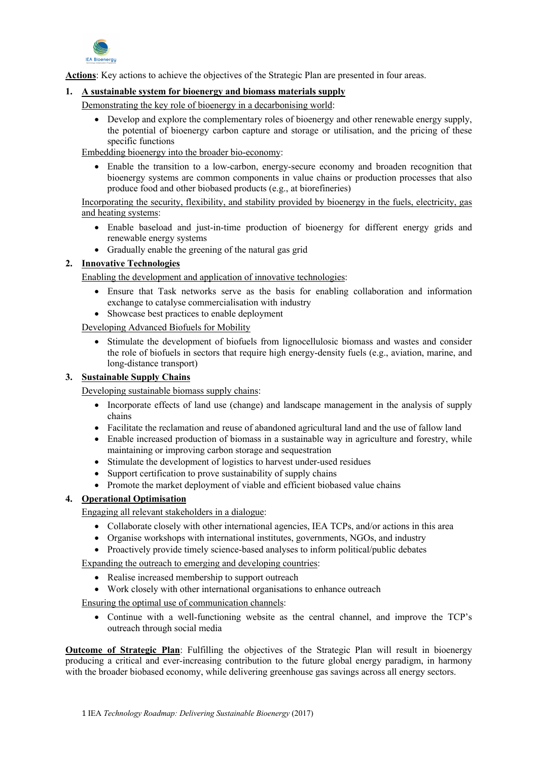**Actions**: Key actions to achieve the objectives of the Strategic Plan are presented in four areas.

1. **A sustainable system for bioenergy and biomass materials supply**

   Demonstrating the key role of bioenergy in a decarbonising world:

   - Develop and explore the complementary roles of bioenergy and other renewable energy supply, the potential of bioenergy carbon capture and storage or utilisation, and the pricing of these specific functions

   Embedding bioenergy into the broader bio-economy:

   - Enable the transition to a low-carbon, energy-secure economy and broaden recognition that bioenergy systems are common components in value chains or production processes that also produce food and other biobased products (e.g., at biorefineries)

   Incorporating the security, flexibility, and stability provided by bioenergy in the fuels, electricity, gas and heating systems:

   - Enable baseload and just-in-time production of bioenergy for different energy grids and renewable energy systems
   - Gradually enable the greening of the natural gas grid

2. **Innovative Technologies**

   Enabling the development and application of innovative technologies:

   - Ensure that Task networks serve as the basis for enabling collaboration and information exchange to catalyse commercialisation with industry
   - Showcase best practices to enable deployment

   Developing Advanced Biofuels for Mobility

   - Stimulate the development of biofuels from lignocellulosic biomass and wastes and consider the role of biofuels in sectors that require high energy-density fuels (e.g., aviation, marine, and long-distance transport)

3. **Sustainable Supply Chains**

   Developing sustainable biomass supply chains:

   - Incorporate effects of land use (change) and landscape management in the analysis of supply chains
   - Facilitate the reclamation and reuse of abandoned agricultural land and the use of fallow land
   - Enable increased production of biomass in a sustainable way in agriculture and forestry, while maintaining or improving carbon storage and sequestration
   - Stimulate the development of logistics to harvest under-used residues
   - Support certification to prove sustainability of supply chains
   - Promote the market deployment of viable and efficient biobased value chains

4. **Operational Optimisation**

   Engaging all relevant stakeholders in a dialogue:

   - Collaborate closely with other international agencies, IEA TCPs, and/or actions in this area
   - Organise workshops with international institutes, governments, NGOs, and industry
   - Proactively provide timely science-based analyses to inform political/public debates

   Expanding the outreach to emerging and developing countries:

   - Realise increased membership to support outreach
   - Work closely with other international organisations to enhance outreach

   Ensuring the optimal use of communication channels:

   - Continue with a well-functioning website as the central channel, and improve the TCP's outreach through social media

**Outcome of Strategic Plan**: Fulfilling the objectives of the Strategic Plan will result in bioenergy producing a critical and ever-increasing contribution to the future global energy paradigm, in harmony with the broader biobased economy, while delivering greenhouse gas savings across all energy sectors.

1 IEA *Technology Roadmap: Delivering Sustainable Bioenergy* (2017)